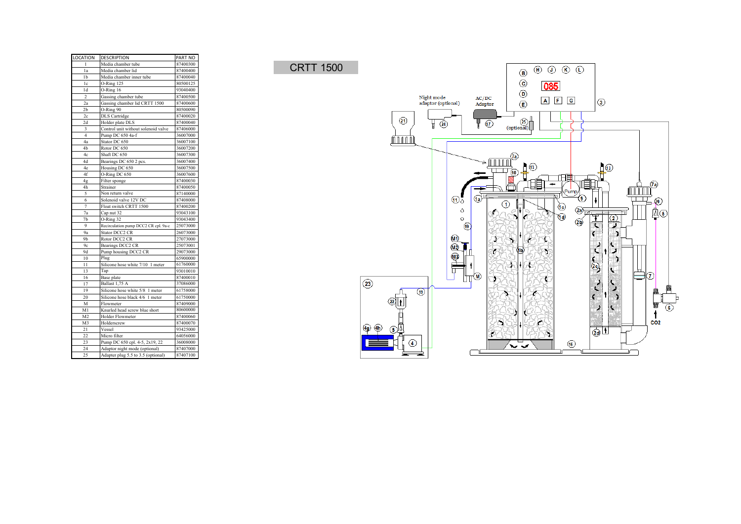| LOCATION | DESCRIPTION | PART NO |
|---|---|---|
| 1 | Media chamber tube | 87400300 |
| 1a | Media chamber lid | 87400400 |
| 1b | Media chamber inner tube | 87400040 |
| 1c | O-Ring 125 | 80500125 |
| 1d | O-Ring 16 | 93040400 |
| 2 | Gassing chamber tube | 87400500 |
| 2a | Gassing chamber lid CRTT 1500 | 87400600 |
| 2b | O-Ring 90 | 80500090 |
| 2c | DLS Cartridge | 87400020 |
| 2d | Holder plate DLS | 87400040 |
| 3 | Control unit without solenoid valve | 87406000 |
| 4 | Pump DC 650 4a-f | 36007000 |
| 4a | Stator DC 650 | 36007100 |
| 4b | Rotor DC 650 | 36007200 |
| 4c | Shaft DC 650 | 36007300 |
| 4d | Bearings DC 650 2 pcs. | 36007400 |
| 4e | Housing DC 650 | 36007500 |
| 4f | O-Ring DC 650 | 36007600 |
| 4g | Filter sponge | 87400030 |
| 4h | Strainer | 87400050 |
| 5 | Non return valve | 87140000 |
| 6 | Solenoid valve 12V DC | 87408000 |
| 7 | Float switch CRTT 1500 | 87400200 |
| 7a | Cap nut 32 | 93043100 |
| 7b | O-Ring 32 | 93043400 |
| 9 | Recirculation pump DCC2 CR cpl. 9a-c | 25073000 |
| 9a | Stator DCC2 CR | 26073000 |
| 9b | Rotor DCC2 CR | 27073000 |
| 9c | Bearings DCC2 CR | 25073001 |
| 9d | Pump housing DCC2 CR | 29073000 |
| 10 | Plug | 65900000 |
| 11 | Silicone hose white 7/10 1 meter | 61760000 |
| 13 | Tap | 93010010 |
| 16 | Base plate | 87400010 |
| 17 | Ballast 1,75 A | 37086000 |
| 19 | Silicone hose white 5/8 1 meter | 61758000 |
| 20 | Silicone hose black 4/6 1 meter | 61750000 |
| M | Flowmeter | 87409000 |
| M1 | Knurled head screw blue short | 80600000 |
| M2 | Holder Flowmeter | 87400060 |
| M3 | Holderscrew | 87400070 |
| 21 | Vessel | 93425000 |
| 22 | Micro filter | 64056000 |
| 23 | Pump DC 650 cpl. 4-5, 2x19, 22 | 36008000 |
| 24 | Adaptor night mode (optional) | 87407000 |
| 25 | Adapter plug 5.5 to 3.5 (optional) | 87407100 |

# CRTT 1500

Night mode adaptor (optional)

AC/DC Adaptor

(optional)

085

A F G

B C D E H J K L

Pump

$CO_2$

1 1a 1b 1c 1d 2 2a 2b 2c 2d 3 4 4g 4h 5 6 7 7a 9 10 11 13 16 17 19 20 21 22 23 24 25 M M1 M2 M3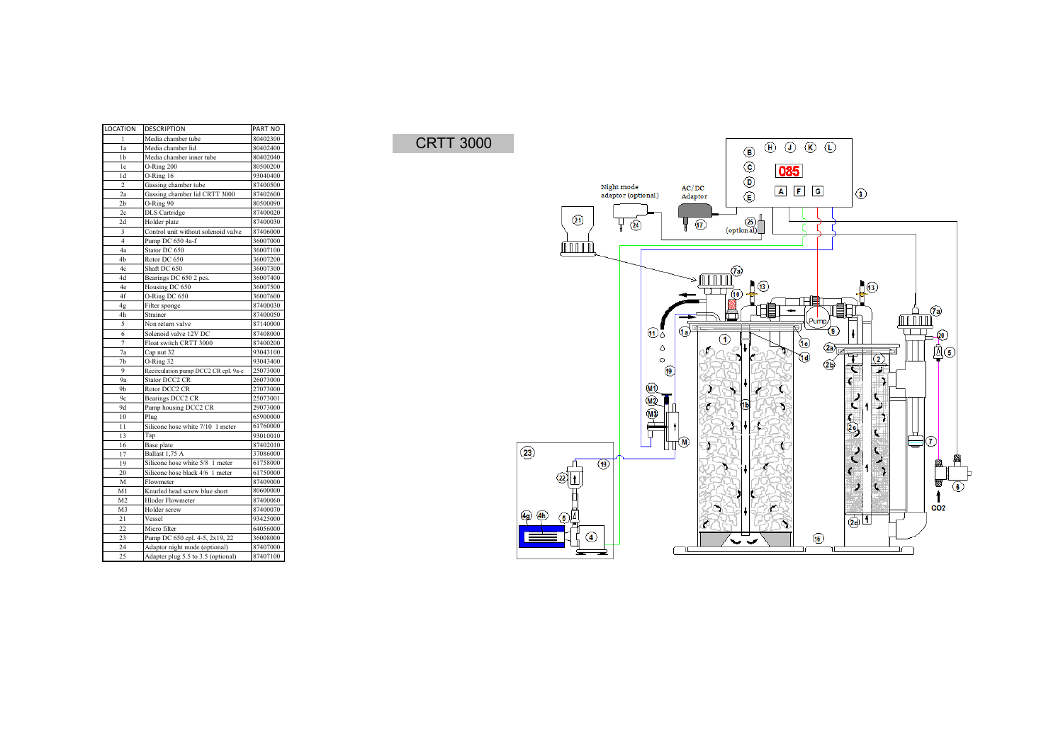| LOCATION | DESCRIPTION | PART NO |
|---|---|---|
| 1 | Media chamber tube | 80402300 |
| 1a | Media chamber lid | 80402400 |
| 1b | Media chamber inner tube | 80402040 |
| 1c | O-Ring 200 | 80500200 |
| 1d | O-Ring 16 | 93040400 |
| 2 | Gassing chamber tube | 87400500 |
| 2a | Gassing chamber lid CRTT 3000 | 87402600 |
| 2b | O-Ring 90 | 80500090 |
| 2c | DLS Cartridge | 87400020 |
| 2d | Holder plate | 87400030 |
| 3 | Control unit without solenoid valve | 87406000 |
| 4 | Pump DC 650 4a-f | 36007000 |
| 4a | Stator DC 650 | 36007100 |
| 4b | Rotor DC 650 | 36007200 |
| 4c | Shaft DC 650 | 36007300 |
| 4d | Bearings DC 650 2 pcs. | 36007400 |
| 4e | Housing DC 650 | 36007500 |
| 4f | O-Ring DC 650 | 36007600 |
| 4g | Filter sponge | 87400030 |
| 4h | Strainer | 87400050 |
| 5 | Non return valve | 87140000 |
| 6 | Solenoid valve 12V DC | 87408000 |
| 7 | Float switch CRTT 3000 | 87400200 |
| 7a | Cap nut 32 | 93043100 |
| 7b | O-Ring 32 | 93043400 |
| 9 | Recirculation pump DCC2 CR cpl. 9a-c | 25073000 |
| 9a | Stator DCC2 CR | 26073000 |
| 9b | Rotor DCC2 CR | 27073000 |
| 9c | Bearings DCC2 CR | 25073001 |
| 9d | Pump housing DCC2 CR | 29073000 |
| 10 | Plug | 65900000 |
| 11 | Silicone hose white 7/10 1 meter | 61760000 |
| 13 | Tap | 93010010 |
| 16 | Base plate | 87402010 |
| 17 | Ballast 1,75 A | 37086000 |
| 19 | Silicone hose white 5/8 1 meter | 61758000 |
| 20 | Silicone hose black 4/6 1 meter | 61750000 |
| M | Flowmeter | 87409000 |
| M1 | Knurled head screw blue short | 80600000 |
| M2 | Hloder Flowmeter | 87400060 |
| M3 | Holder screw | 87400070 |
| 21 | Vessel | 93425000 |
| 22 | Micro filter | 64056000 |
| 23 | Pump DC 650 cpl. 4-5, 2x19, 22 | 36008000 |
| 24 | Adaptor night mode (optional) | 87407000 |
| 25 | Adapter plug 5.5 to 3.5 (optional) | 87407100 |

CRTT 3000

B C D E H J K L 085 A F G 3

Night mode adaptor (optional)

AC/DC Adaptor

21 24 17 25 (optional)

7a 13 10 13 Pump 9 7a 11 1a 1 1c 1d 2a 2b 2 20 5 19 M1 M2 M3 1b 2c M 7 6 CO2

23 19 22 4g 4h 5 4 2d 16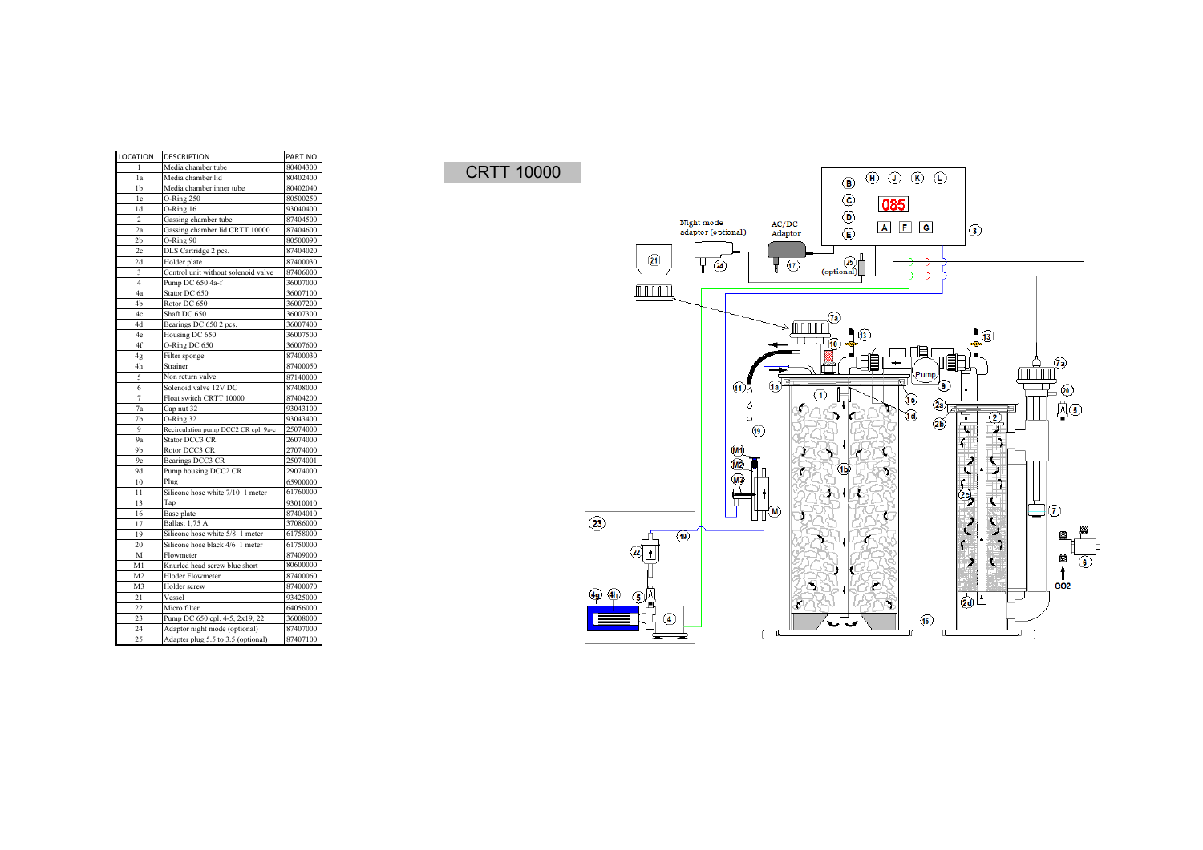| LOCATION | DESCRIPTION | PART NO |
|---|---|---|
| 1 | Media chamber tube | 80404300 |
| 1a | Media chamber lid | 80402400 |
| 1b | Media chamber inner tube | 80402040 |
| 1c | O-Ring 250 | 80500250 |
| 1d | O-Ring 16 | 93040400 |
| 2 | Gassing chamber tube | 87404500 |
| 2a | Gassing chamber lid CRTT 10000 | 87404600 |
| 2b | O-Ring 90 | 80500090 |
| 2c | DLS Cartridge 2 pcs. | 87404020 |
| 2d | Holder plate | 87400030 |
| 3 | Control unit without solenoid valve | 87406000 |
| 4 | Pump DC 650 4a-f | 36007000 |
| 4a | Stator DC 650 | 36007100 |
| 4b | Rotor DC 650 | 36007200 |
| 4c | Shaft DC 650 | 36007300 |
| 4d | Bearings DC 650 2 pcs. | 36007400 |
| 4e | Housing DC 650 | 36007500 |
| 4f | O-Ring DC 650 | 36007600 |
| 4g | Filter sponge | 87400030 |
| 4h | Strainer | 87400050 |
| 5 | Non return valve | 87140000 |
| 6 | Solenoid valve 12V DC | 87408000 |
| 7 | Float switch CRTT 10000 | 87404200 |
| 7a | Cap nut 32 | 93043100 |
| 7b | O-Ring 32 | 93043400 |
| 9 | Recirculation pump DCC2 CR cpl. 9a-c | 25074000 |
| 9a | Stator DCC3 CR | 26074000 |
| 9b | Rotor DCC3 CR | 27074000 |
| 9c | Bearings DCC3 CR | 25074001 |
| 9d | Pump housing DCC2 CR | 29074000 |
| 10 | Plug | 65900000 |
| 11 | Silicone hose white 7/10 1 meter | 61760000 |
| 13 | Tap | 93010010 |
| 16 | Base plate | 87404010 |
| 17 | Ballast 1,75 A | 37086000 |
| 19 | Silicone hose white 5/8 1 meter | 61758000 |
| 20 | Silicone hose black 4/6 1 meter | 61750000 |
| M | Flowmeter | 87409000 |
| M1 | Knurled head screw blue short | 80600000 |
| M2 | Hloder Flowmeter | 87400060 |
| M3 | Holder screw | 87400070 |
| 21 | Vessel | 93425000 |
| 22 | Micro filter | 64056000 |
| 23 | Pump DC 650 cpl. 4-5, 2x19, 22 | 36008000 |
| 24 | Adaptor night mode (optional) | 87407000 |
| 25 | Adapter plug 5.5 to 3.5 (optional) | 87407100 |

# CRTT 10000

B H J K L
C 085
D A F G
E 3

Night mode adaptor (optional)
AC/DC Adaptor
21 24 17 25 (optional)

7a 13 10 13 11 1a 1 1c 1d 1b 9 Pump 2a 2b 2 2c 2d 7a 20 5 7 6 CO2
19 M1 M2 M3 M
23 22 19 4g 4h 5 4 16